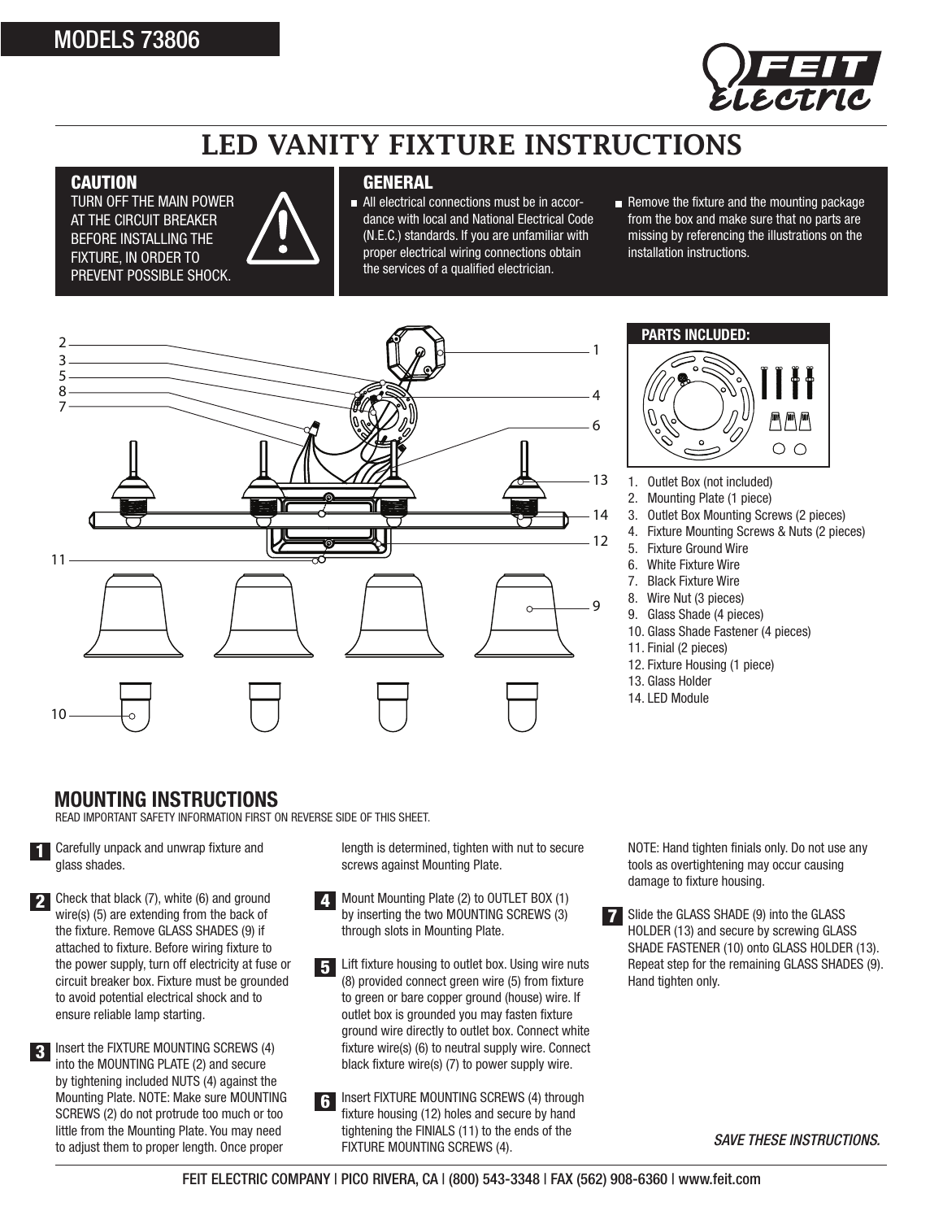MODELS 73806

FEIT ELECTRIC

# LED VANITY FIXTURE INSTRUCTIONS

## CAUTION

TURN OFF THE MAIN POWER AT THE CIRCUIT BREAKER BEFORE INSTALLING THE FIXTURE, IN ORDER TO PREVENT POSSIBLE SHOCK.

## GENERAL

- All electrical connections must be in accordance with local and National Electrical Code (N.E.C.) standards. If you are unfamiliar with proper electrical wiring connections obtain the services of a qualified electrician.
- Remove the fixture and the mounting package from the box and make sure that no parts are missing by referencing the illustrations on the installation instructions.

### PARTS INCLUDED:

1. Outlet Box (not included)
2. Mounting Plate (1 piece)
3. Outlet Box Mounting Screws (2 pieces)
4. Fixture Mounting Screws & Nuts (2 pieces)
5. Fixture Ground Wire
6. White Fixture Wire
7. Black Fixture Wire
8. Wire Nut (3 pieces)
9. Glass Shade (4 pieces)
10. Glass Shade Fastener (4 pieces)
11. Finial (2 pieces)
12. Fixture Housing (1 piece)
13. Glass Holder
14. LED Module

## MOUNTING INSTRUCTIONS

READ IMPORTANT SAFETY INFORMATION FIRST ON REVERSE SIDE OF THIS SHEET.

1. Carefully unpack and unwrap fixture and glass shades.
2. Check that black (7), white (6) and ground wire(s) (5) are extending from the back of the fixture. Remove GLASS SHADES (9) if attached to fixture. Before wiring fixture to the power supply, turn off electricity at fuse or circuit breaker box. Fixture must be grounded to avoid potential electrical shock and to ensure reliable lamp starting.
3. Insert the FIXTURE MOUNTING SCREWS (4) into the MOUNTING PLATE (2) and secure by tightening included NUTS (4) against the Mounting Plate. NOTE: Make sure MOUNTING SCREWS (2) do not protrude too much or too little from the Mounting Plate. You may need to adjust them to proper length. Once proper length is determined, tighten with nut to secure screws against Mounting Plate.
4. Mount Mounting Plate (2) to OUTLET BOX (1) by inserting the two MOUNTING SCREWS (3) through slots in Mounting Plate.
5. Lift fixture housing to outlet box. Using wire nuts (8) provided connect green wire (5) from fixture to green or bare copper ground (house) wire. If outlet box is grounded you may fasten fixture ground wire directly to outlet box. Connect white fixture wire(s) (6) to neutral supply wire. Connect black fixture wire(s) (7) to power supply wire.
6. Insert FIXTURE MOUNTING SCREWS (4) through fixture housing (12) holes and secure by hand tightening the FINIALS (11) to the ends of the FIXTURE MOUNTING SCREWS (4).

   NOTE: Hand tighten finials only. Do not use any tools as overtightening may occur causing damage to fixture housing.
7. Slide the GLASS SHADE (9) into the GLASS HOLDER (13) and secure by screwing GLASS SHADE FASTENER (10) onto GLASS HOLDER (13). Repeat step for the remaining GLASS SHADES (9). Hand tighten only.

*SAVE THESE INSTRUCTIONS.*

FEIT ELECTRIC COMPANY | PICO RIVERA, CA | (800) 543-3348 | FAX (562) 908-6360 | www.feit.com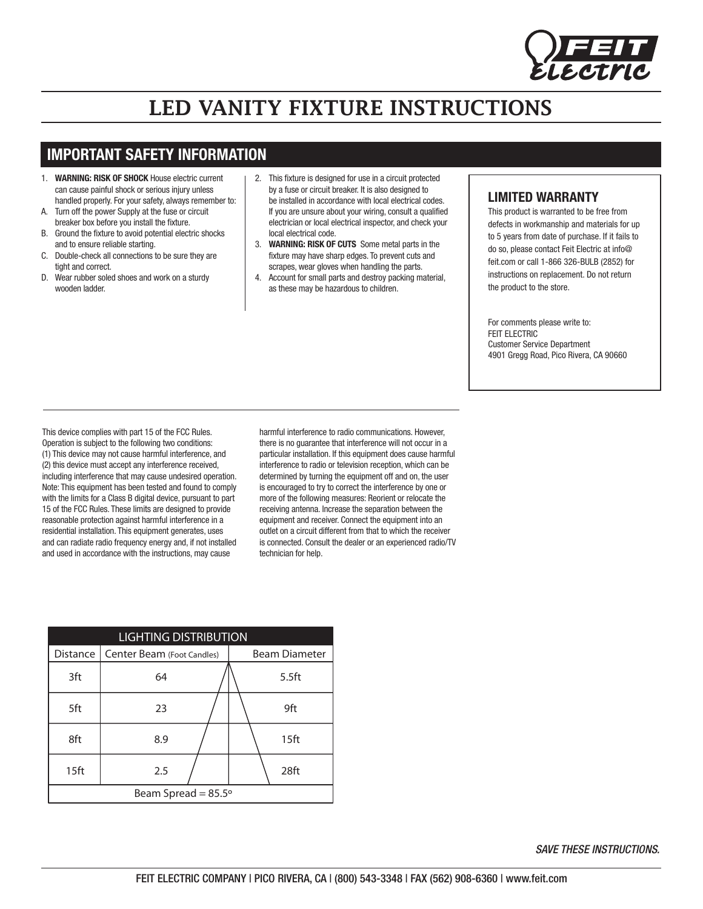# LED VANITY FIXTURE INSTRUCTIONS

## IMPORTANT SAFETY INFORMATION

1. **WARNING: RISK OF SHOCK** House electric current can cause painful shock or serious injury unless handled properly. For your safety, always remember to:
   - A. Turn off the power Supply at the fuse or circuit breaker box before you install the fixture.
   - B. Ground the fixture to avoid potential electric shocks and to ensure reliable starting.
   - C. Double-check all connections to be sure they are tight and correct.
   - D. Wear rubber soled shoes and work on a sturdy wooden ladder.
2. This fixture is designed for use in a circuit protected by a fuse or circuit breaker. It is also designed to be installed in accordance with local electrical codes. If you are unsure about your wiring, consult a qualified electrician or local electrical inspector, and check your local electrical code.
3. **WARNING: RISK OF CUTS** Some metal parts in the fixture may have sharp edges. To prevent cuts and scrapes, wear gloves when handling the parts.
4. Account for small parts and destroy packing material, as these may be hazardous to children.

### LIMITED WARRANTY

This product is warranted to be free from defects in workmanship and materials for up to 5 years from date of purchase. If it fails to do so, please contact Feit Electric at info@feit.com or call 1-866 326-BULB (2852) for instructions on replacement. Do not return the product to the store.

For comments please write to:
FEIT ELECTRIC
Customer Service Department
4901 Gregg Road, Pico Rivera, CA 90660

This device complies with part 15 of the FCC Rules. Operation is subject to the following two conditions: (1) This device may not cause harmful interference, and (2) this device must accept any interference received, including interference that may cause undesired operation. Note: This equipment has been tested and found to comply with the limits for a Class B digital device, pursuant to part 15 of the FCC Rules. These limits are designed to provide reasonable protection against harmful interference in a residential installation. This equipment generates, uses and can radiate radio frequency energy and, if not installed and used in accordance with the instructions, may cause harmful interference to radio communications. However, there is no guarantee that interference will not occur in a particular installation. If this equipment does cause harmful interference to radio or television reception, which can be determined by turning the equipment off and on, the user is encouraged to try to correct the interference by one or more of the following measures: Reorient or relocate the receiving antenna. Increase the separation between the equipment and receiver. Connect the equipment into an outlet on a circuit different from that to which the receiver is connected. Consult the dealer or an experienced radio/TV technician for help.

| LIGHTING DISTRIBUTION | | |
|---|---|---|
| Distance | Center Beam (Foot Candles) | Beam Diameter |
| 3ft | 64 | 5.5ft |
| 5ft | 23 | 9ft |
| 8ft | 8.9 | 15ft |
| 15ft | 2.5 | 28ft |
| Beam Spread = 85.5º | | |

*SAVE THESE INSTRUCTIONS.*

FEIT ELECTRIC COMPANY | PICO RIVERA, CA | (800) 543-3348 | FAX (562) 908-6360 | www.feit.com